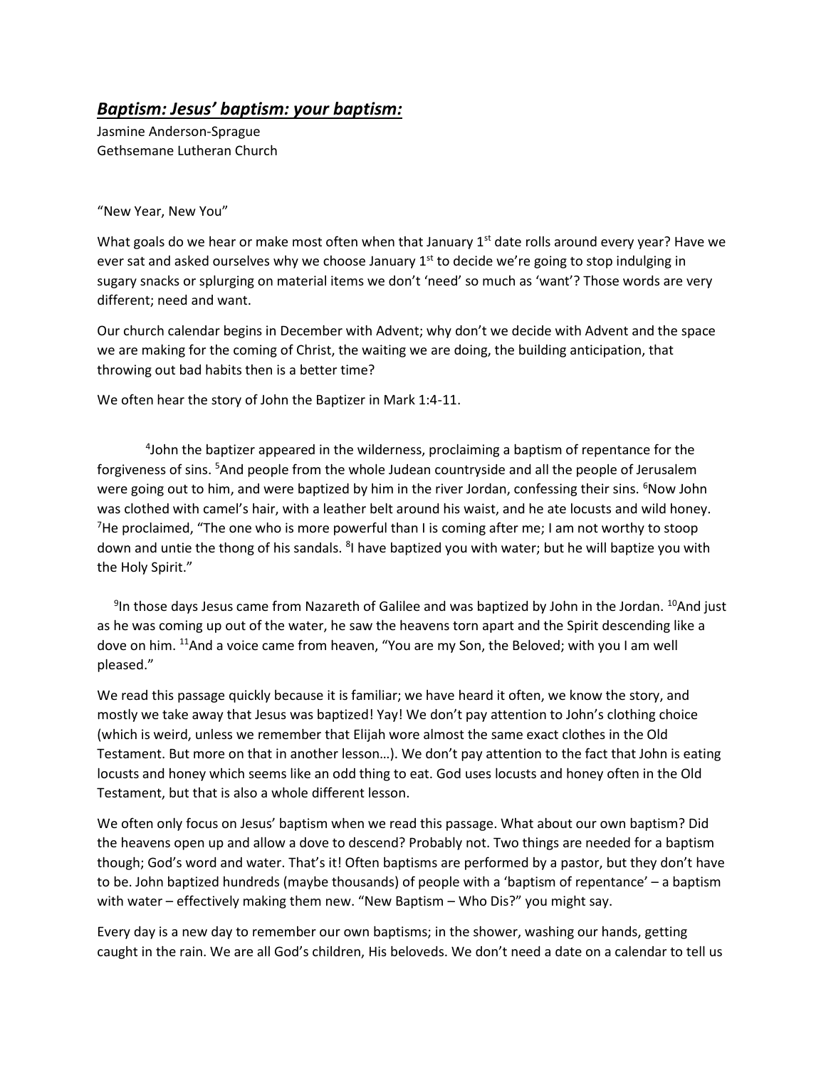# ***Baptism: Jesus' baptism: your baptism:***

Jasmine Anderson-Sprague
Gethsemane Lutheran Church

"New Year, New You"

What goals do we hear or make most often when that January 1st date rolls around every year? Have we ever sat and asked ourselves why we choose January 1st to decide we're going to stop indulging in sugary snacks or splurging on material items we don't 'need' so much as 'want'? Those words are very different; need and want.

Our church calendar begins in December with Advent; why don't we decide with Advent and the space we are making for the coming of Christ, the waiting we are doing, the building anticipation, that throwing out bad habits then is a better time?

We often hear the story of John the Baptizer in Mark 1:4-11.

> [4]John the baptizer appeared in the wilderness, proclaiming a baptism of repentance for the forgiveness of sins. [5]And people from the whole Judean countryside and all the people of Jerusalem were going out to him, and were baptized by him in the river Jordan, confessing their sins. [6]Now John was clothed with camel's hair, with a leather belt around his waist, and he ate locusts and wild honey. [7]He proclaimed, "The one who is more powerful than I is coming after me; I am not worthy to stoop down and untie the thong of his sandals. [8]I have baptized you with water; but he will baptize you with the Holy Spirit."
>
> [9]In those days Jesus came from Nazareth of Galilee and was baptized by John in the Jordan. [10]And just as he was coming up out of the water, he saw the heavens torn apart and the Spirit descending like a dove on him. [11]And a voice came from heaven, "You are my Son, the Beloved; with you I am well pleased."

We read this passage quickly because it is familiar; we have heard it often, we know the story, and mostly we take away that Jesus was baptized! Yay! We don't pay attention to John's clothing choice (which is weird, unless we remember that Elijah wore almost the same exact clothes in the Old Testament. But more on that in another lesson…). We don't pay attention to the fact that John is eating locusts and honey which seems like an odd thing to eat. God uses locusts and honey often in the Old Testament, but that is also a whole different lesson.

We often only focus on Jesus' baptism when we read this passage. What about our own baptism? Did the heavens open up and allow a dove to descend? Probably not. Two things are needed for a baptism though; God's word and water. That's it! Often baptisms are performed by a pastor, but they don't have to be. John baptized hundreds (maybe thousands) of people with a 'baptism of repentance' – a baptism with water – effectively making them new. "New Baptism – Who Dis?" you might say.

Every day is a new day to remember our own baptisms; in the shower, washing our hands, getting caught in the rain. We are all God's children, His beloveds. We don't need a date on a calendar to tell us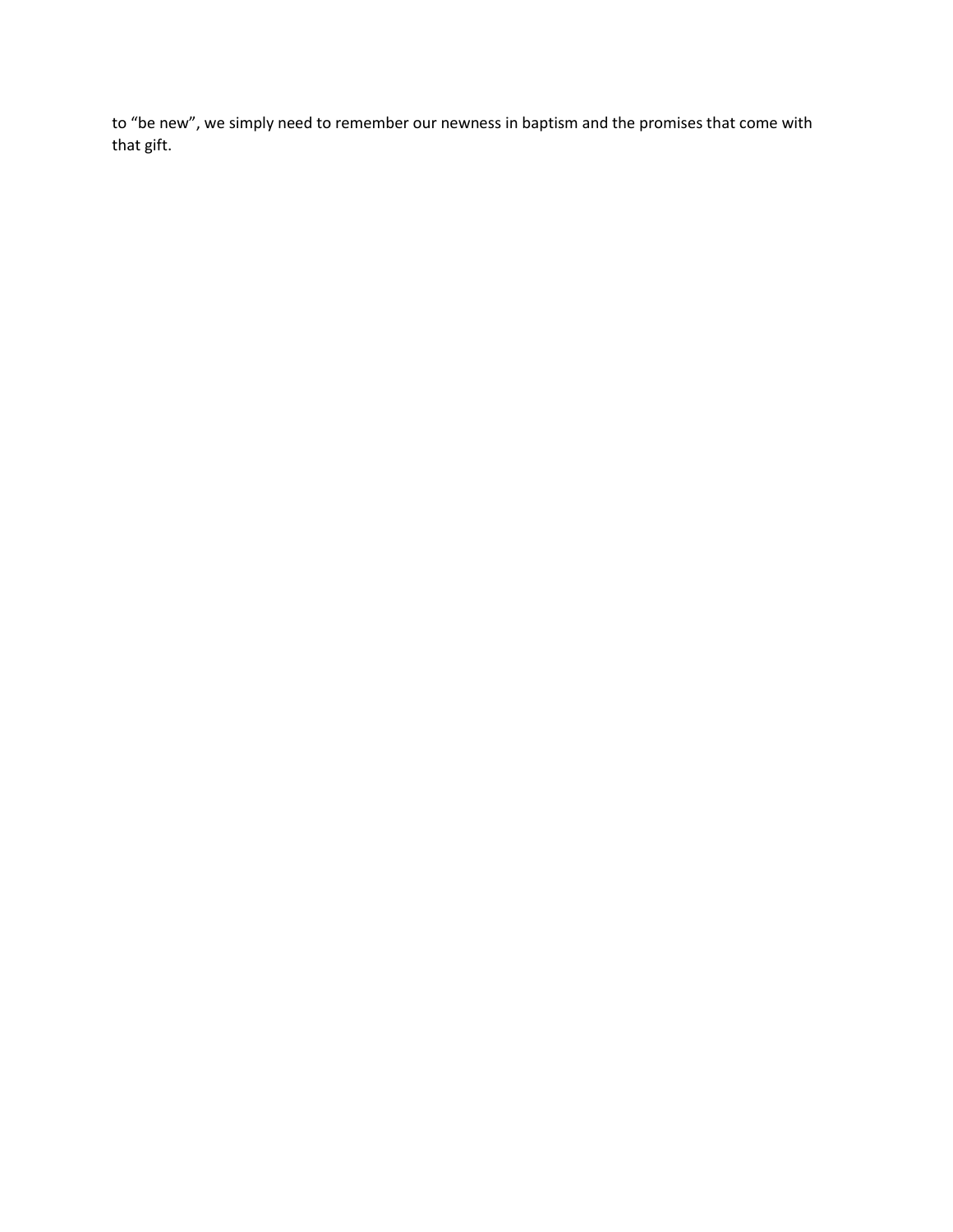to “be new”, we simply need to remember our newness in baptism and the promises that come with that gift.